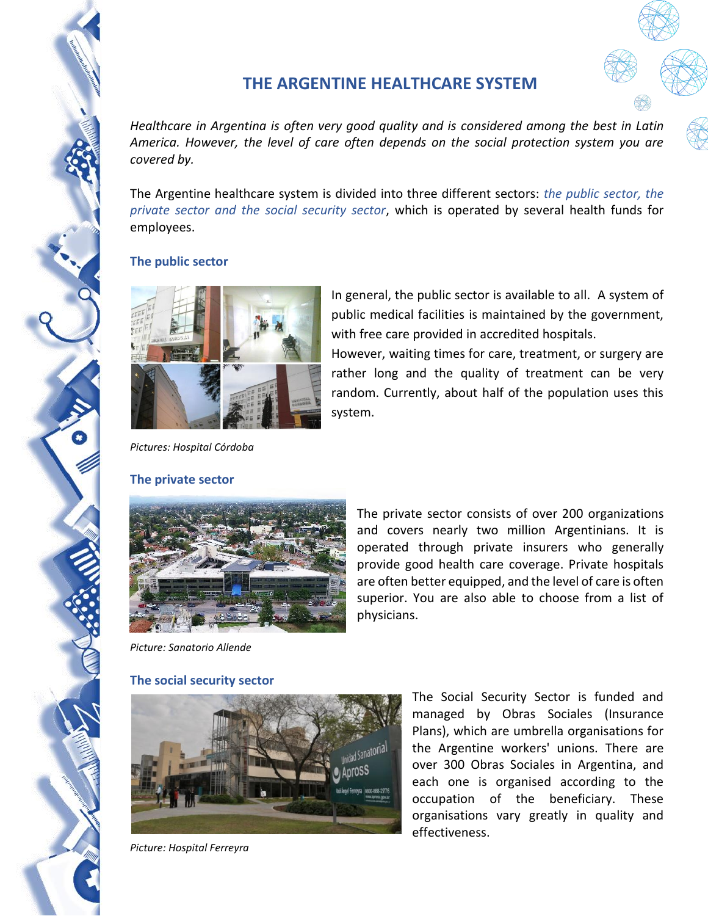# THE ARGENTINE HEALTHCARE SYSTEM

*Healthcare in Argentina is often very good quality and is considered among the best in Latin America. However, the level of care often depends on the social protection system you are covered by.*

The Argentine healthcare system is divided into three different sectors: *the public sector, the private sector and the social security sector*, which is operated by several health funds for employees.

## The public sector

In general, the public sector is available to all. A system of public medical facilities is maintained by the government, with free care provided in accredited hospitals.
However, waiting times for care, treatment, or surgery are rather long and the quality of treatment can be very random. Currently, about half of the population uses this system.

*Pictures: Hospital Córdoba*

## The private sector

The private sector consists of over 200 organizations and covers nearly two million Argentinians. It is operated through private insurers who generally provide good health care coverage. Private hospitals are often better equipped, and the level of care is often superior. You are also able to choose from a list of physicians.

*Picture: Sanatorio Allende*

## The social security sector

The Social Security Sector is funded and managed by Obras Sociales (Insurance Plans), which are umbrella organisations for the Argentine workers' unions. There are over 300 Obras Sociales in Argentina, and each one is organised according to the occupation of the beneficiary. These organisations vary greatly in quality and effectiveness.

*Picture: Hospital Ferreyra*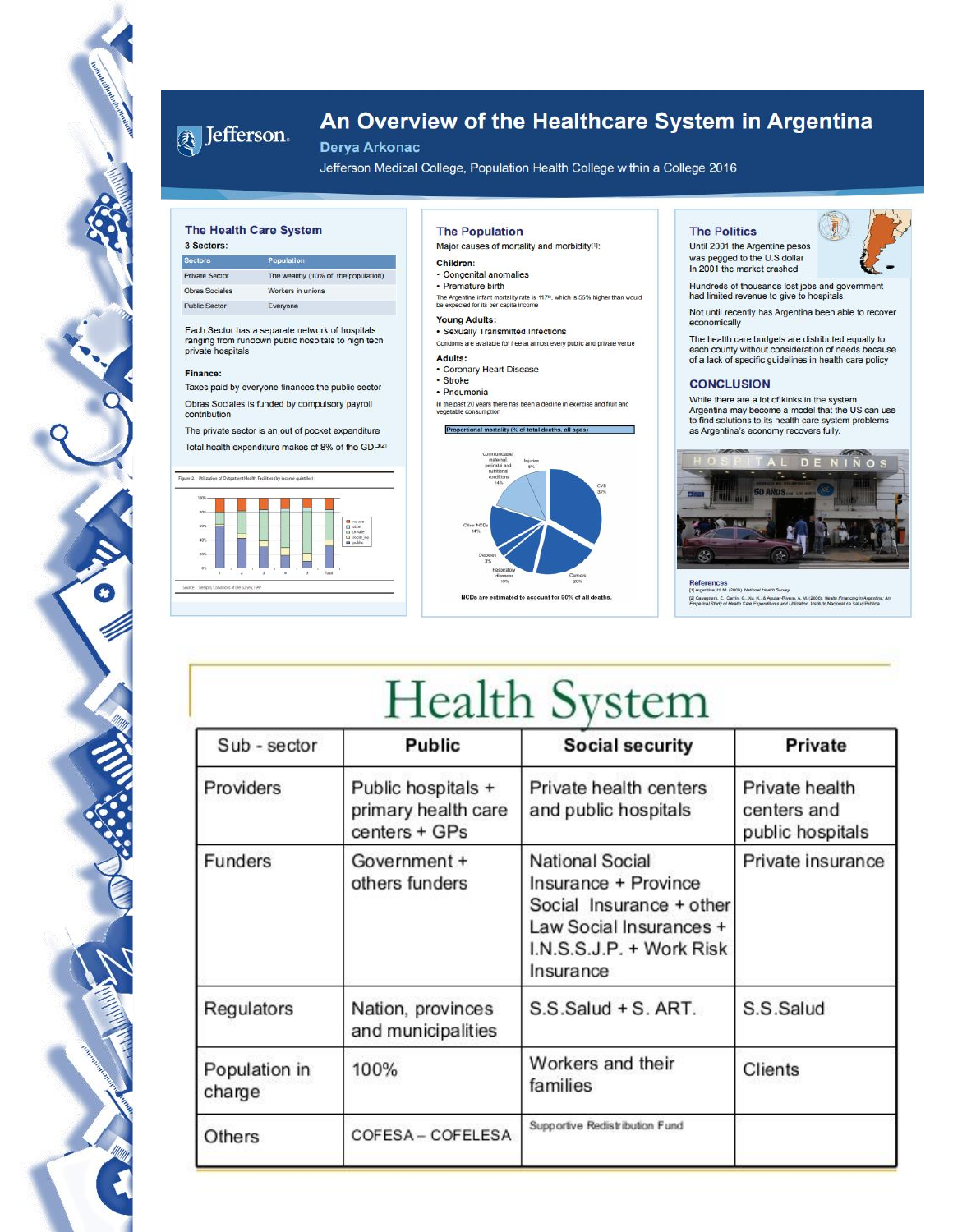# An Overview of the Healthcare System in Argentina

**Derya Arkonac**

Jefferson Medical College, Population Health College within a College 2016

## The Health Care System

3 Sectors:

| Sectors | Population |
|---|---|
| Private Sector | The wealthy (10% of the population) |
| Obras Sociales | Workers in unions |
| Public Sector | Everyone |

Each Sector has a separate network of hospitals ranging from rundown public hospitals to high tech private hospitals

**Finance:**

Taxes paid by everyone finances the public sector

Obras Sociales is funded by compulsory payroll contribution

The private sector is an out of pocket expenditure

Total health expenditure makes of 8% of the GDP[2]

Figure 2. Utilization of Outpatient Health Facilities (by income quintiles)

100%
80%
60%
40%
20%
0%
1
2
3
4
5
Total
no sect
other
private
social_ins
public

Source: Sample Conditions of Life Survey 1997

## The Population

Major causes of mortality and morbidity[1]:

**Children:**

- Congenital anomalies
- Premature birth

The Argentine infant mortality rate is 117th, which is 55% higher than would be expected for its per capita income

**Young Adults:**

- Sexually Transmitted Infections

Condoms are available for free at almost every public and private venue

**Adults:**

- Coronary Heart Disease
- Stroke
- Pneumonia

In the past 20 years there has been a decline in exercise and fruit and vegetable consumption

Proportional mortality (% of total deaths, all ages)

Communicable, maternal, perinatal and nutritional conditions 14%
Injuries 6%
CVD 35%
Other NCDs 14%
Diabetes 3%
Respiratory diseases 10%
Cancers 20%

NCDs are estimated to account for 80% of all deaths.

## The Politics

Until 2001 the Argentine pesos was pegged to the U.S dollar

In 2001 the market crashed

Hundreds of thousands lost jobs and government had limited revenue to give to hospitals

Not until recently has Argentina been able to recover economically

The health care budgets are distributed equally to each county without consideration of needs because of a lack of specific guidelines in health care policy

## CONCLUSION

While there are a lot of kinks in the system Argentina may become a model that the US can use to find solutions to its health care system problems as Argentina's economy recovers fully.

**References**

[1] Argentina, H. M. (2009). *National Heath Survey*

[2] Cavagnero, E., Carrin, G., Xu, K., & Aguilar-Rivera, A. M. (2006). Health Financing in Argentina: An Empirical Study of Health Care Expenditure and Utilization. Instituto Nacional de Salud Pública.

# Health System

| Sub - sector | Public | Social security | Private |
|---|---|---|---|
| Providers | Public hospitals + primary health care centers + GPs | Private health centers and public hospitals | Private health centers and public hospitals |
| Funders | Government + others funders | National Social Insurance + Province Social Insurance + other Law Social Insurances + I.N.S.S.J.P. + Work Risk Insurance | Private insurance |
| Regulators | Nation, provinces and municipalities | S.S.Salud + S. ART. | S.S.Salud |
| Population in charge | 100% | Workers and their families | Clients |
| Others | COFESA – COFELESA | Supportive Redistribution Fund | |